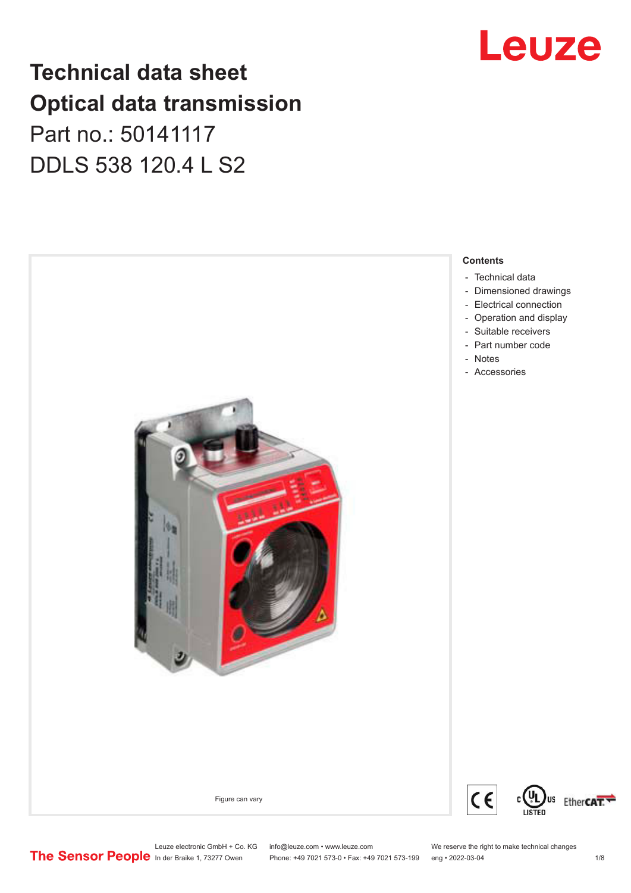# Technical data sheet
# Optical data transmission

Part no.: 50141117

DDLS 538 120.4 L S2

Figure can vary

**Contents**

- Technical data
- Dimensioned drawings
- Electrical connection
- Operation and display
- Suitable receivers
- Part number code
- Notes
- Accessories

Leuze electronic GmbH + Co. KG
In der Braike 1, 73277 Owen

info@leuze.com • www.leuze.com
Phone: +49 7021 573-0 • Fax: +49 7021 573-199

We reserve the right to make technical changes
eng • 2022-03-04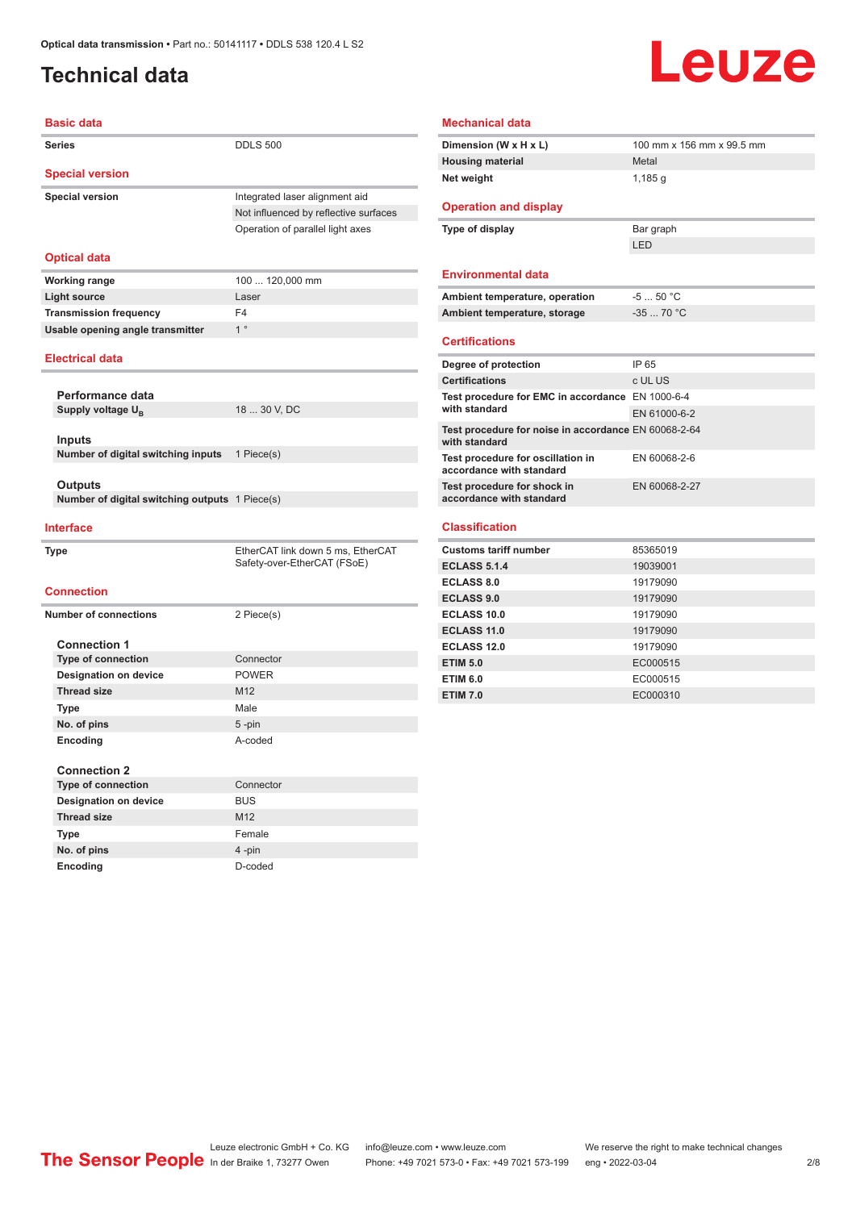# Technical data

## Basic data

| | |
|---|---|
| Series | DDLS 500 |

## Special version

| | |
|---|---|
| Special version | Integrated laser alignment aid |
| | Not influenced by reflective surfaces |
| | Operation of parallel light axes |

## Optical data

| | |
|---|---|
| Working range | 100 ... 120,000 mm |
| Light source | Laser |
| Transmission frequency | F4 |
| Usable opening angle transmitter | 1 ° |

## Electrical data

### Performance data

| | |
|---|---|
| Supply voltage $U_B$ | 18 ... 30 V, DC |

### Inputs

| | |
|---|---|
| Number of digital switching inputs | 1 Piece(s) |

### Outputs

| | |
|---|---|
| Number of digital switching outputs | 1 Piece(s) |

## Interface

| | |
|---|---|
| Type | EtherCAT link down 5 ms, EtherCAT Safety-over-EtherCAT (FSoE) |

## Connection

| | |
|---|---|
| Number of connections | 2 Piece(s) |

### Connection 1

| | |
|---|---|
| Type of connection | Connector |
| Designation on device | POWER |
| Thread size | M12 |
| Type | Male |
| No. of pins | 5 -pin |
| Encoding | A-coded |

### Connection 2

| | |
|---|---|
| Type of connection | Connector |
| Designation on device | BUS |
| Thread size | M12 |
| Type | Female |
| No. of pins | 4 -pin |
| Encoding | D-coded |

## Mechanical data

| | |
|---|---|
| Dimension (W x H x L) | 100 mm x 156 mm x 99.5 mm |
| Housing material | Metal |
| Net weight | 1,185 g |

## Operation and display

| | |
|---|---|
| Type of display | Bar graph |
| | LED |

## Environmental data

| | |
|---|---|
| Ambient temperature, operation | -5 ... 50 °C |
| Ambient temperature, storage | -35 ... 70 °C |

## Certifications

| | |
|---|---|
| Degree of protection | IP 65 |
| Certifications | c UL US |
| Test procedure for EMC in accordance with standard | EN 1000-6-4 |
| | EN 61000-6-2 |
| Test procedure for noise in accordance with standard | EN 60068-2-64 |
| Test procedure for oscillation in accordance with standard | EN 60068-2-6 |
| Test procedure for shock in accordance with standard | EN 60068-2-27 |

## Classification

| | |
|---|---|
| Customs tariff number | 85365019 |
| ECLASS 5.1.4 | 19039001 |
| ECLASS 8.0 | 19179090 |
| ECLASS 9.0 | 19179090 |
| ECLASS 10.0 | 19179090 |
| ECLASS 11.0 | 19179090 |
| ECLASS 12.0 | 19179090 |
| ETIM 5.0 | EC000515 |
| ETIM 6.0 | EC000515 |
| ETIM 7.0 | EC000310 |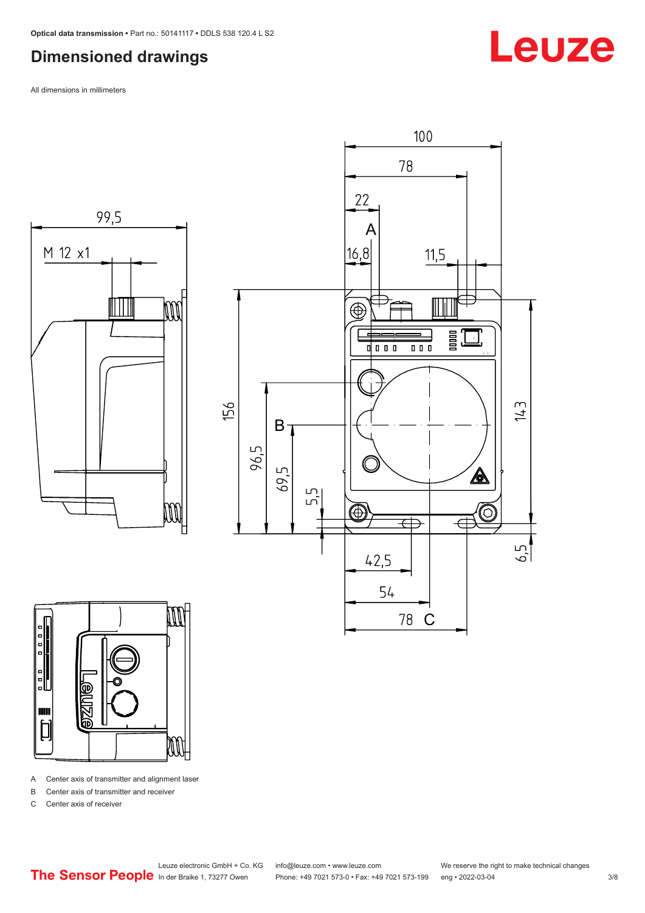## Dimensioned drawings

All dimensions in millimeters

- A  Center axis of transmitter and alignment laser
- B  Center axis of transmitter and receiver
- C  Center axis of receiver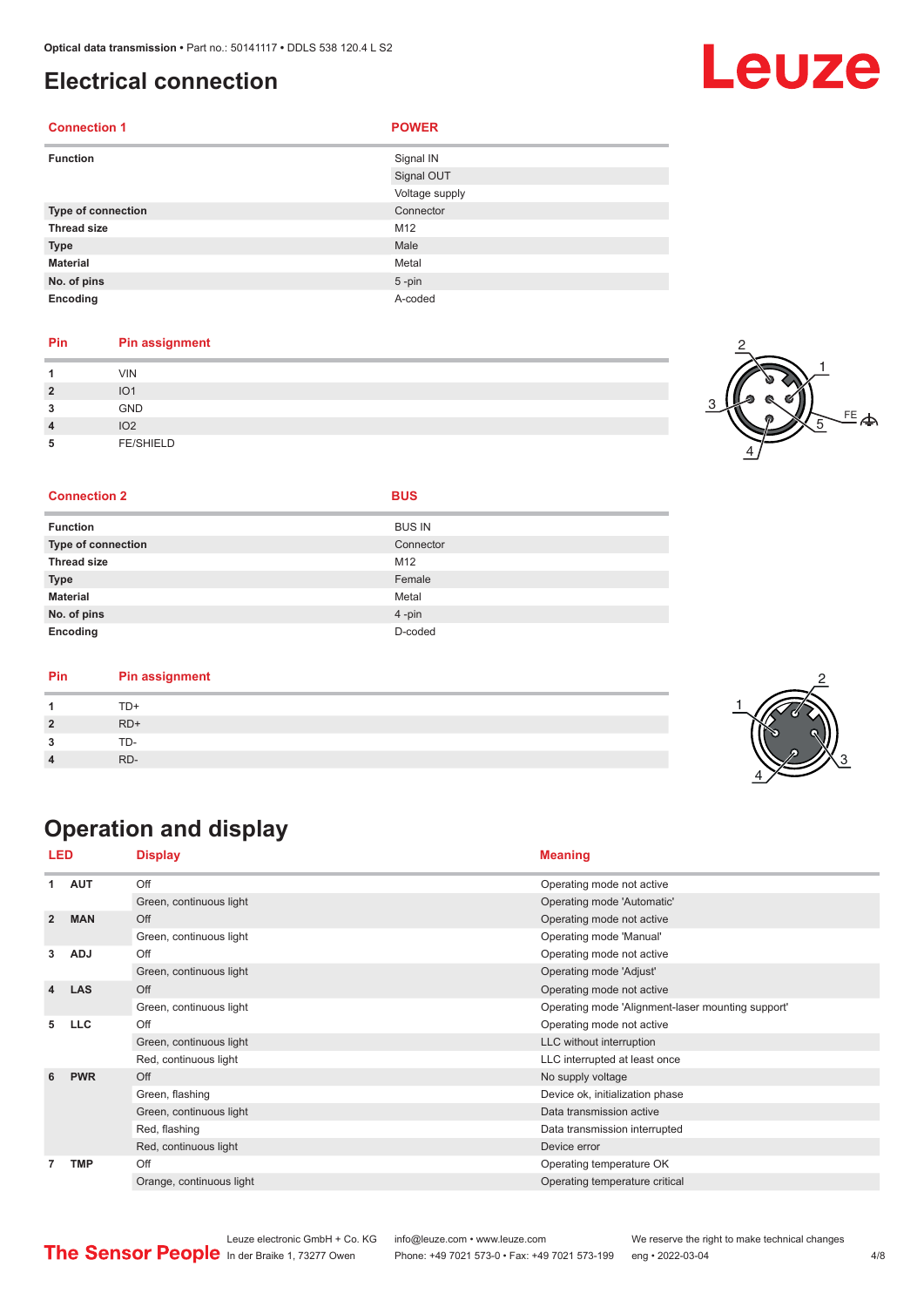# Electrical connection

| Connection 1 | POWER |
|---|---|
| Function | Signal IN |
| | Signal OUT |
| | Voltage supply |
| Type of connection | Connector |
| Thread size | M12 |
| Type | Male |
| Material | Metal |
| No. of pins | 5 -pin |
| Encoding | A-coded |

| Pin | Pin assignment |
|---|---|
| 1 | VIN |
| 2 | IO1 |
| 3 | GND |
| 4 | IO2 |
| 5 | FE/SHIELD |

| Connection 2 | BUS |
|---|---|
| Function | BUS IN |
| Type of connection | Connector |
| Thread size | M12 |
| Type | Female |
| Material | Metal |
| No. of pins | 4 -pin |
| Encoding | D-coded |

| Pin | Pin assignment |
|---|---|
| 1 | TD+ |
| 2 | RD+ |
| 3 | TD- |
| 4 | RD- |

# Operation and display

| LED | | Display | Meaning |
|---|---|---|---|
| 1 | AUT | Off | Operating mode not active |
| | | Green, continuous light | Operating mode 'Automatic' |
| 2 | MAN | Off | Operating mode not active |
| | | Green, continuous light | Operating mode 'Manual' |
| 3 | ADJ | Off | Operating mode not active |
| | | Green, continuous light | Operating mode 'Adjust' |
| 4 | LAS | Off | Operating mode not active |
| | | Green, continuous light | Operating mode 'Alignment-laser mounting support' |
| 5 | LLC | Off | Operating mode not active |
| | | Green, continuous light | LLC without interruption |
| | | Red, continuous light | LLC interrupted at least once |
| 6 | PWR | Off | No supply voltage |
| | | Green, flashing | Device ok, initialization phase |
| | | Green, continuous light | Data transmission active |
| | | Red, flashing | Data transmission interrupted |
| | | Red, continuous light | Device error |
| 7 | TMP | Off | Operating temperature OK |
| | | Orange, continuous light | Operating temperature critical |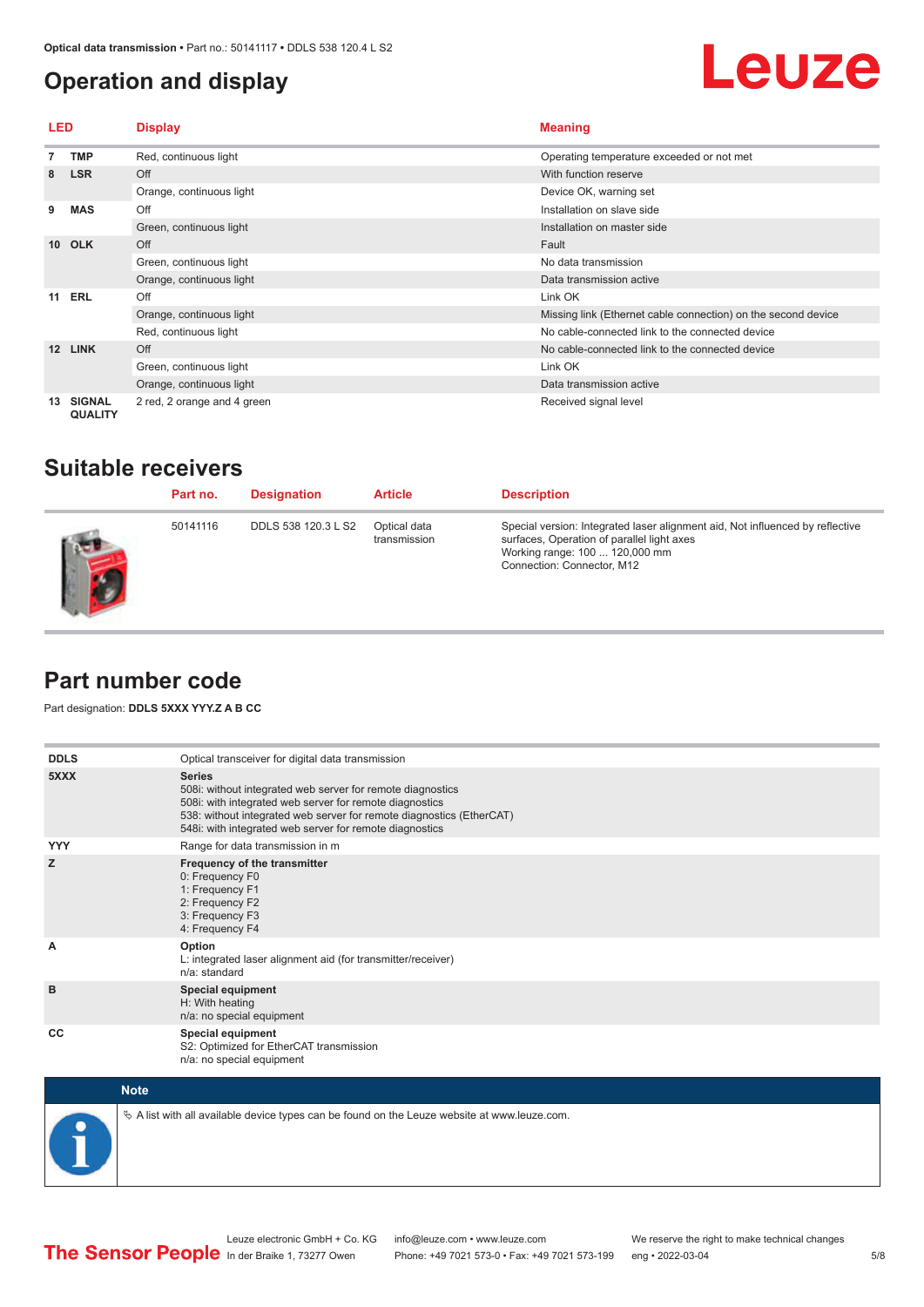# Operation and display

| LED | | Display | Meaning |
|---|---|---|---|
| 7 | TMP | Red, continuous light | Operating temperature exceeded or not met |
| 8 | LSR | Off | With function reserve |
| | | Orange, continuous light | Device OK, warning set |
| 9 | MAS | Off | Installation on slave side |
| | | Green, continuous light | Installation on master side |
| 10 | OLK | Off | Fault |
| | | Green, continuous light | No data transmission |
| | | Orange, continuous light | Data transmission active |
| 11 | ERL | Off | Link OK |
| | | Orange, continuous light | Missing link (Ethernet cable connection) on the second device |
| | | Red, continuous light | No cable-connected link to the connected device |
| 12 | LINK | Off | No cable-connected link to the connected device |
| | | Green, continuous light | Link OK |
| | | Orange, continuous light | Data transmission active |
| 13 | SIGNAL QUALITY | 2 red, 2 orange and 4 green | Received signal level |

# Suitable receivers

| Part no. | Designation | Article | Description |
|---|---|---|---|
| 50141116 | DDLS 538 120.3 L S2 | Optical data transmission | Special version: Integrated laser alignment aid, Not influenced by reflective surfaces, Operation of parallel light axes<br>Working range: 100 ... 120,000 mm<br>Connection: Connector, M12 |

# Part number code

Part designation: **DDLS 5XXX YYY.Z A B CC**

| | |
|---|---|
| **DDLS** | Optical transceiver for digital data transmission |
| **5XXX** | **Series**<br>508i: without integrated web server for remote diagnostics<br>508i: with integrated web server for remote diagnostics<br>538: without integrated web server for remote diagnostics (EtherCAT)<br>548i: with integrated web server for remote diagnostics |
| **YYY** | Range for data transmission in m |
| **Z** | **Frequency of the transmitter**<br>0: Frequency F0<br>1: Frequency F1<br>2: Frequency F2<br>3: Frequency F3<br>4: Frequency F4 |
| **A** | **Option**<br>L: integrated laser alignment aid (for transmitter/receiver)<br>n/a: standard |
| **B** | **Special equipment**<br>H: With heating<br>n/a: no special equipment |
| **CC** | **Special equipment**<br>S2: Optimized for EtherCAT transmission<br>n/a: no special equipment |

**Note**

↳ A list with all available device types can be found on the Leuze website at www.leuze.com.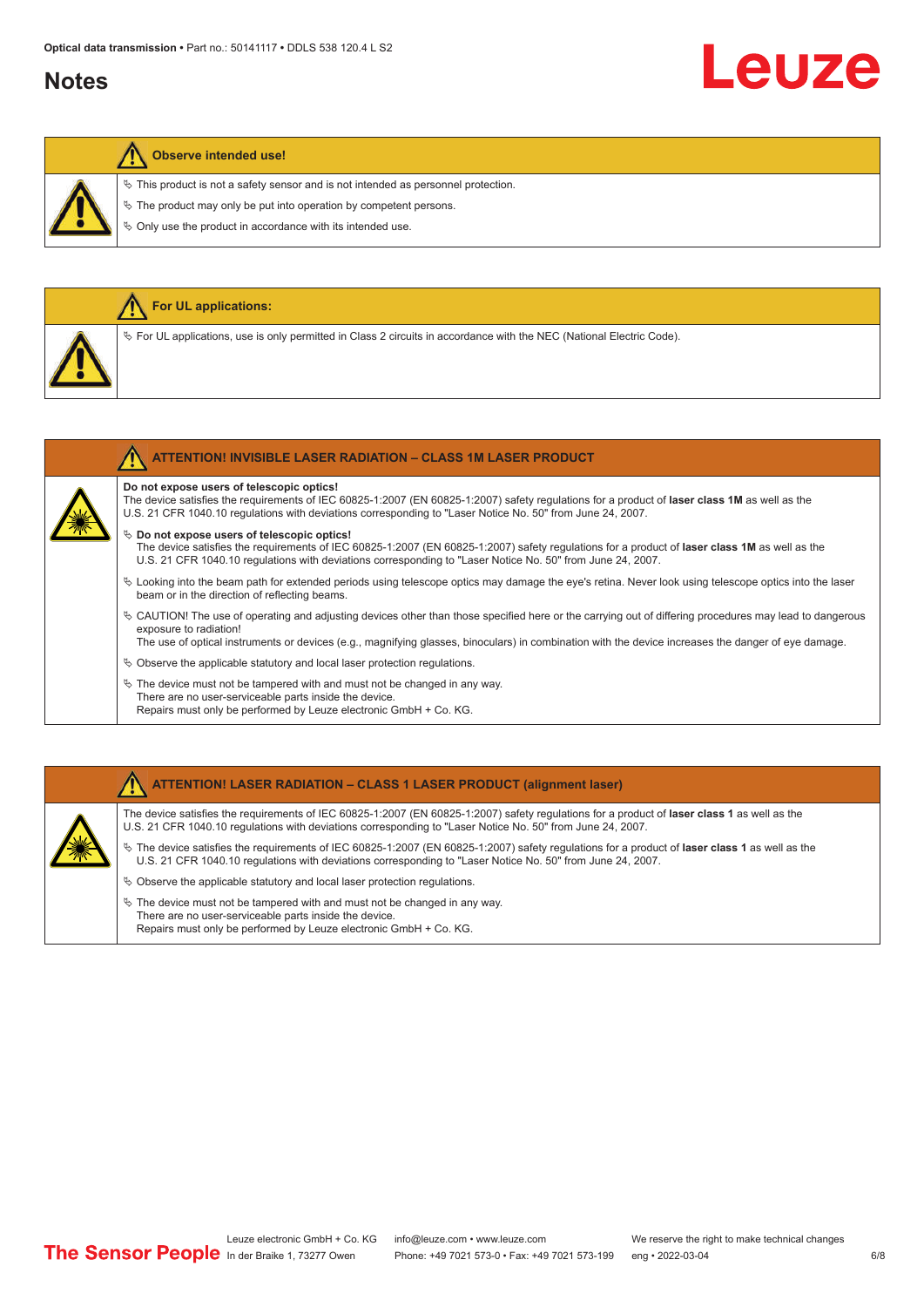# Notes

**Observe intended use!**

- ✎ This product is not a safety sensor and is not intended as personnel protection.
- ✎ The product may only be put into operation by competent persons.
- ✎ Only use the product in accordance with its intended use.

**For UL applications:**

- ✎ For UL applications, use is only permitted in Class 2 circuits in accordance with the NEC (National Electric Code).

**ATTENTION! INVISIBLE LASER RADIATION – CLASS 1M LASER PRODUCT**

**Do not expose users of telescopic optics!**
The device satisfies the requirements of IEC 60825-1:2007 (EN 60825-1:2007) safety regulations for a product of **laser class 1M** as well as the U.S. 21 CFR 1040.10 regulations with deviations corresponding to "Laser Notice No. 50" from June 24, 2007.

- ✎ **Do not expose users of telescopic optics!**
  The device satisfies the requirements of IEC 60825-1:2007 (EN 60825-1:2007) safety regulations for a product of **laser class 1M** as well as the U.S. 21 CFR 1040.10 regulations with deviations corresponding to "Laser Notice No. 50" from June 24, 2007.
- ✎ Looking into the beam path for extended periods using telescope optics may damage the eye's retina. Never look using telescope optics into the laser beam or in the direction of reflecting beams.
- ✎ CAUTION! The use of operating and adjusting devices other than those specified here or the carrying out of differing procedures may lead to dangerous exposure to radiation!
  The use of optical instruments or devices (e.g., magnifying glasses, binoculars) in combination with the device increases the danger of eye damage.
- ✎ Observe the applicable statutory and local laser protection regulations.
- ✎ The device must not be tampered with and must not be changed in any way.
  There are no user-serviceable parts inside the device.
  Repairs must only be performed by Leuze electronic GmbH + Co. KG.

**ATTENTION! LASER RADIATION – CLASS 1 LASER PRODUCT (alignment laser)**

The device satisfies the requirements of IEC 60825-1:2007 (EN 60825-1:2007) safety regulations for a product of **laser class 1** as well as the U.S. 21 CFR 1040.10 regulations with deviations corresponding to "Laser Notice No. 50" from June 24, 2007.

- ✎ The device satisfies the requirements of IEC 60825-1:2007 (EN 60825-1:2007) safety regulations for a product of **laser class 1** as well as the U.S. 21 CFR 1040.10 regulations with deviations corresponding to "Laser Notice No. 50" from June 24, 2007.
- ✎ Observe the applicable statutory and local laser protection regulations.
- ✎ The device must not be tampered with and must not be changed in any way.
  There are no user-serviceable parts inside the device.
  Repairs must only be performed by Leuze electronic GmbH + Co. KG.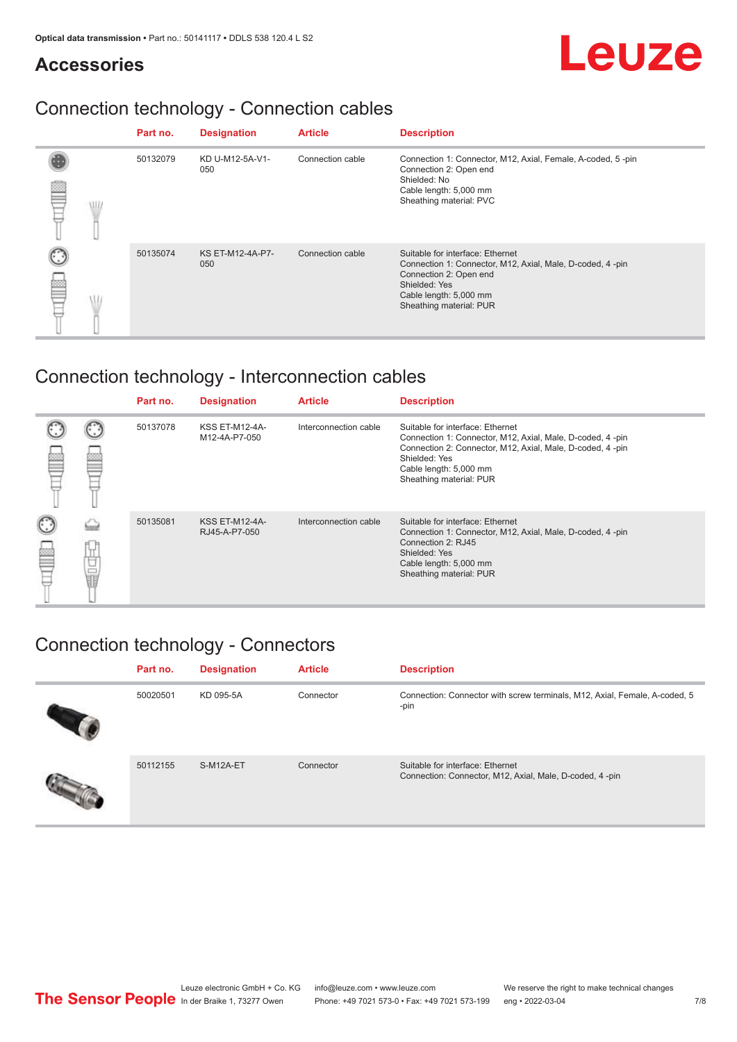## Accessories

### Connection technology - Connection cables

| Part no. | Designation | Article | Description |
|---|---|---|---|
| 50132079 | KD U-M12-5A-V1-050 | Connection cable | Connection 1: Connector, M12, Axial, Female, A-coded, 5 -pin<br>Connection 2: Open end<br>Shielded: No<br>Cable length: 5,000 mm<br>Sheathing material: PVC |
| 50135074 | KS ET-M12-4A-P7-050 | Connection cable | Suitable for interface: Ethernet<br>Connection 1: Connector, M12, Axial, Male, D-coded, 4 -pin<br>Connection 2: Open end<br>Shielded: Yes<br>Cable length: 5,000 mm<br>Sheathing material: PUR |

### Connection technology - Interconnection cables

| Part no. | Designation | Article | Description |
|---|---|---|---|
| 50137078 | KSS ET-M12-4A-M12-4A-P7-050 | Interconnection cable | Suitable for interface: Ethernet<br>Connection 1: Connector, M12, Axial, Male, D-coded, 4 -pin<br>Connection 2: Connector, M12, Axial, Male, D-coded, 4 -pin<br>Shielded: Yes<br>Cable length: 5,000 mm<br>Sheathing material: PUR |
| 50135081 | KSS ET-M12-4A-RJ45-A-P7-050 | Interconnection cable | Suitable for interface: Ethernet<br>Connection 1: Connector, M12, Axial, Male, D-coded, 4 -pin<br>Connection 2: RJ45<br>Shielded: Yes<br>Cable length: 5,000 mm<br>Sheathing material: PUR |

### Connection technology - Connectors

| Part no. | Designation | Article | Description |
|---|---|---|---|
| 50020501 | KD 095-5A | Connector | Connection: Connector with screw terminals, M12, Axial, Female, A-coded, 5 -pin |
| 50112155 | S-M12A-ET | Connector | Suitable for interface: Ethernet<br>Connection: Connector, M12, Axial, Male, D-coded, 4 -pin |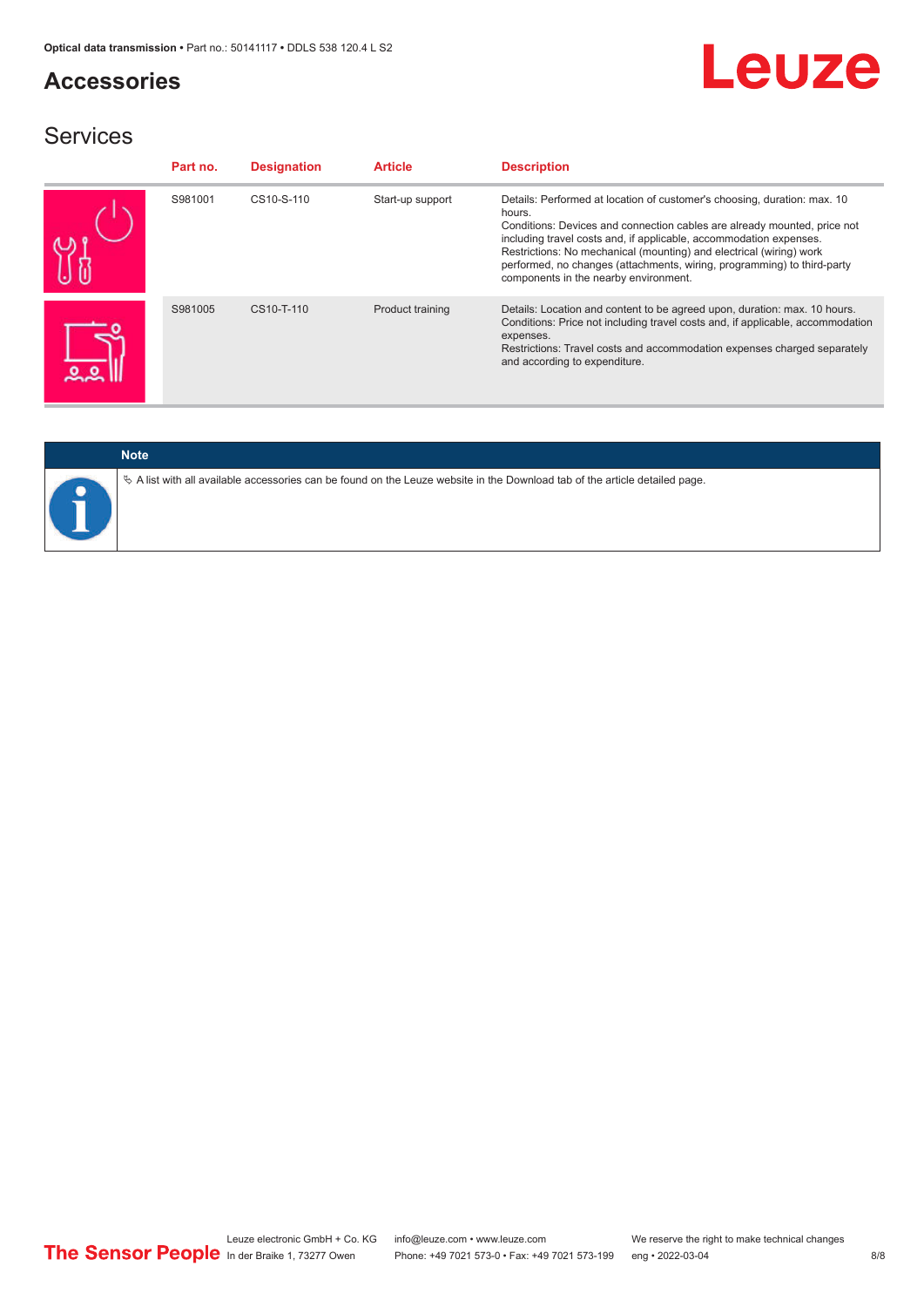## Accessories

### Services

| | Part no. | Designation | Article | Description |
|---|---|---|---|---|
| | S981001 | CS10-S-110 | Start-up support | Details: Performed at location of customer's choosing, duration: max. 10 hours. Conditions: Devices and connection cables are already mounted, price not including travel costs and, if applicable, accommodation expenses. Restrictions: No mechanical (mounting) and electrical (wiring) work performed, no changes (attachments, wiring, programming) to third-party components in the nearby environment. |
| | S981005 | CS10-T-110 | Product training | Details: Location and content to be agreed upon, duration: max. 10 hours. Conditions: Price not including travel costs and, if applicable, accommodation expenses. Restrictions: Travel costs and accommodation expenses charged separately and according to expenditure. |

**Note**

↳ A list with all available accessories can be found on the Leuze website in the Download tab of the article detailed page.